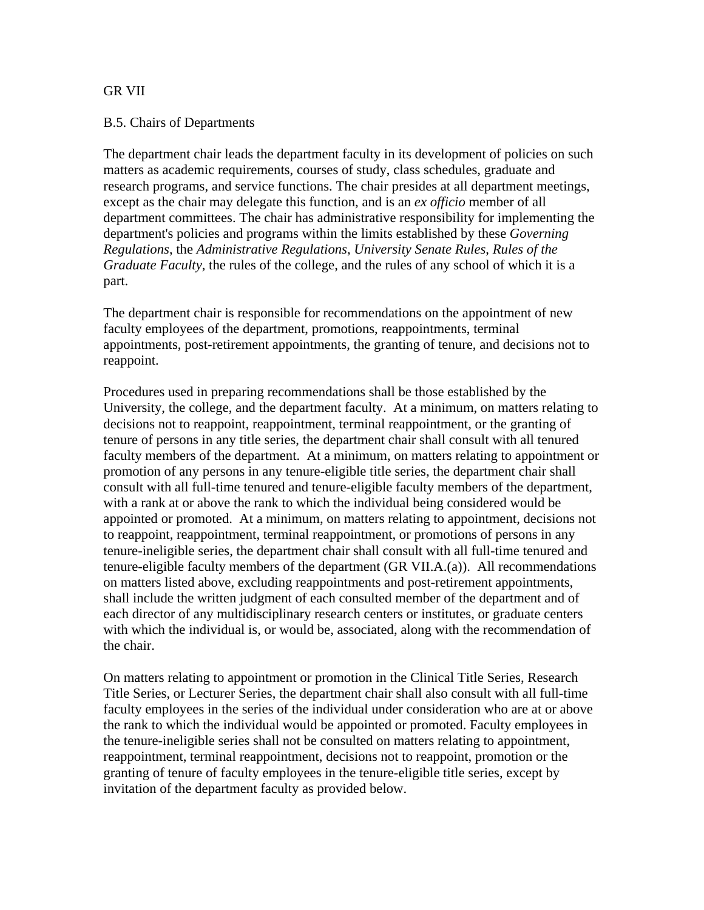GR VII

B.5. Chairs of Departments

The department chair leads the department faculty in its development of policies on such matters as academic requirements, courses of study, class schedules, graduate and research programs, and service functions. The chair presides at all department meetings, except as the chair may delegate this function, and is an *ex officio* member of all department committees. The chair has administrative responsibility for implementing the department's policies and programs within the limits established by these *Governing Regulations*, the *Administrative Regulations*, *University Senate Rules*, *Rules of the Graduate Faculty*, the rules of the college, and the rules of any school of which it is a part.

The department chair is responsible for recommendations on the appointment of new faculty employees of the department, promotions, reappointments, terminal appointments, post-retirement appointments, the granting of tenure, and decisions not to reappoint.

Procedures used in preparing recommendations shall be those established by the University, the college, and the department faculty. At a minimum, on matters relating to decisions not to reappoint, reappointment, terminal reappointment, or the granting of tenure of persons in any title series, the department chair shall consult with all tenured faculty members of the department. At a minimum, on matters relating to appointment or promotion of any persons in any tenure-eligible title series, the department chair shall consult with all full-time tenured and tenure-eligible faculty members of the department, with a rank at or above the rank to which the individual being considered would be appointed or promoted. At a minimum, on matters relating to appointment, decisions not to reappoint, reappointment, terminal reappointment, or promotions of persons in any tenure-ineligible series, the department chair shall consult with all full-time tenured and tenure-eligible faculty members of the department (GR VII.A.(a)). All recommendations on matters listed above, excluding reappointments and post-retirement appointments, shall include the written judgment of each consulted member of the department and of each director of any multidisciplinary research centers or institutes, or graduate centers with which the individual is, or would be, associated, along with the recommendation of the chair.

On matters relating to appointment or promotion in the Clinical Title Series, Research Title Series, or Lecturer Series, the department chair shall also consult with all full-time faculty employees in the series of the individual under consideration who are at or above the rank to which the individual would be appointed or promoted. Faculty employees in the tenure-ineligible series shall not be consulted on matters relating to appointment, reappointment, terminal reappointment, decisions not to reappoint, promotion or the granting of tenure of faculty employees in the tenure-eligible title series, except by invitation of the department faculty as provided below.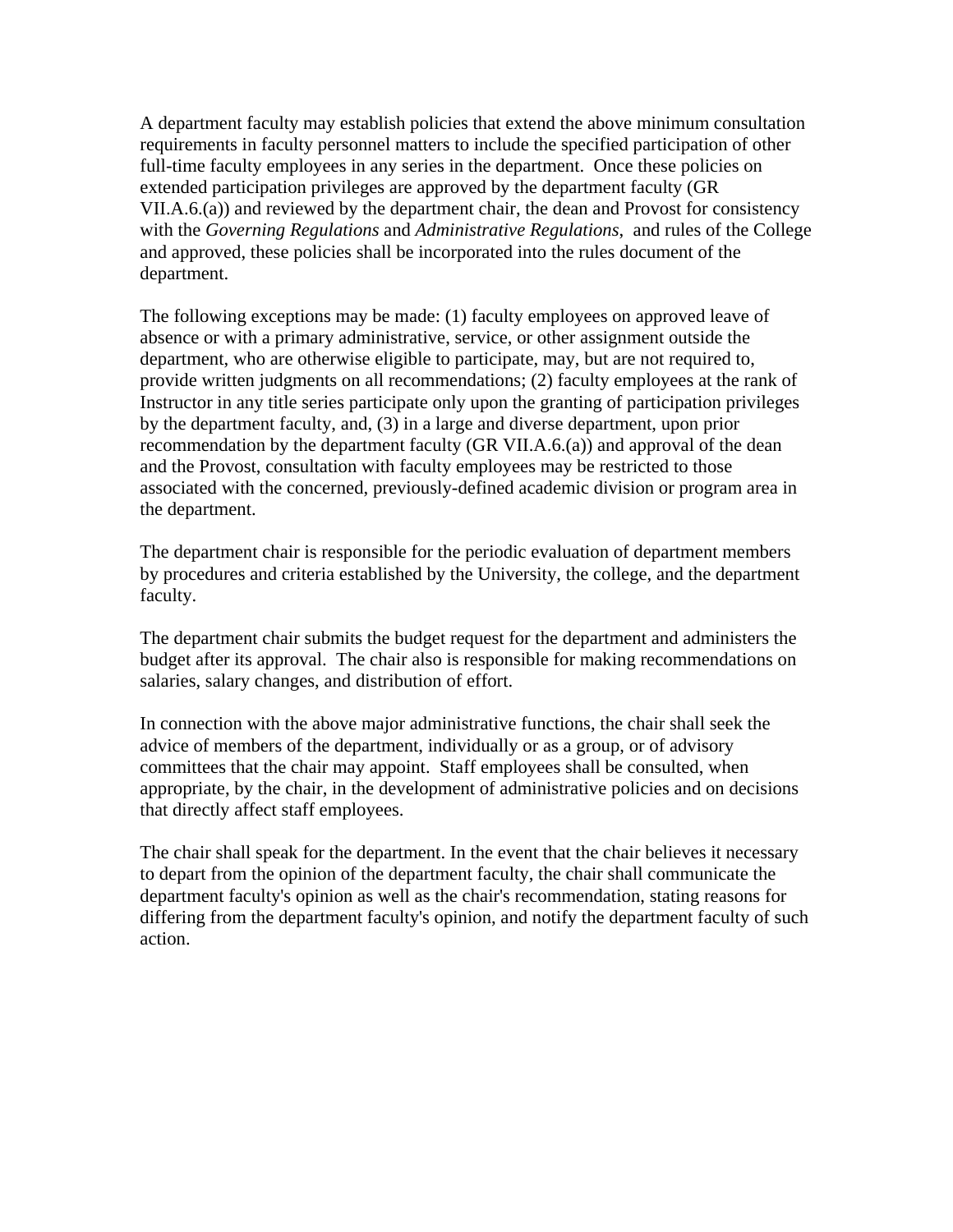A department faculty may establish policies that extend the above minimum consultation requirements in faculty personnel matters to include the specified participation of other full-time faculty employees in any series in the department. Once these policies on extended participation privileges are approved by the department faculty (GR VII.A.6.(a)) and reviewed by the department chair, the dean and Provost for consistency with the *Governing Regulations* and *Administrative Regulations*, and rules of the College and approved, these policies shall be incorporated into the rules document of the department.

The following exceptions may be made: (1) faculty employees on approved leave of absence or with a primary administrative, service, or other assignment outside the department, who are otherwise eligible to participate, may, but are not required to, provide written judgments on all recommendations; (2) faculty employees at the rank of Instructor in any title series participate only upon the granting of participation privileges by the department faculty, and, (3) in a large and diverse department, upon prior recommendation by the department faculty (GR VII.A.6.(a)) and approval of the dean and the Provost, consultation with faculty employees may be restricted to those associated with the concerned, previously-defined academic division or program area in the department.

The department chair is responsible for the periodic evaluation of department members by procedures and criteria established by the University, the college, and the department faculty.

The department chair submits the budget request for the department and administers the budget after its approval. The chair also is responsible for making recommendations on salaries, salary changes, and distribution of effort.

In connection with the above major administrative functions, the chair shall seek the advice of members of the department, individually or as a group, or of advisory committees that the chair may appoint. Staff employees shall be consulted, when appropriate, by the chair, in the development of administrative policies and on decisions that directly affect staff employees.

The chair shall speak for the department. In the event that the chair believes it necessary to depart from the opinion of the department faculty, the chair shall communicate the department faculty's opinion as well as the chair's recommendation, stating reasons for differing from the department faculty's opinion, and notify the department faculty of such action.